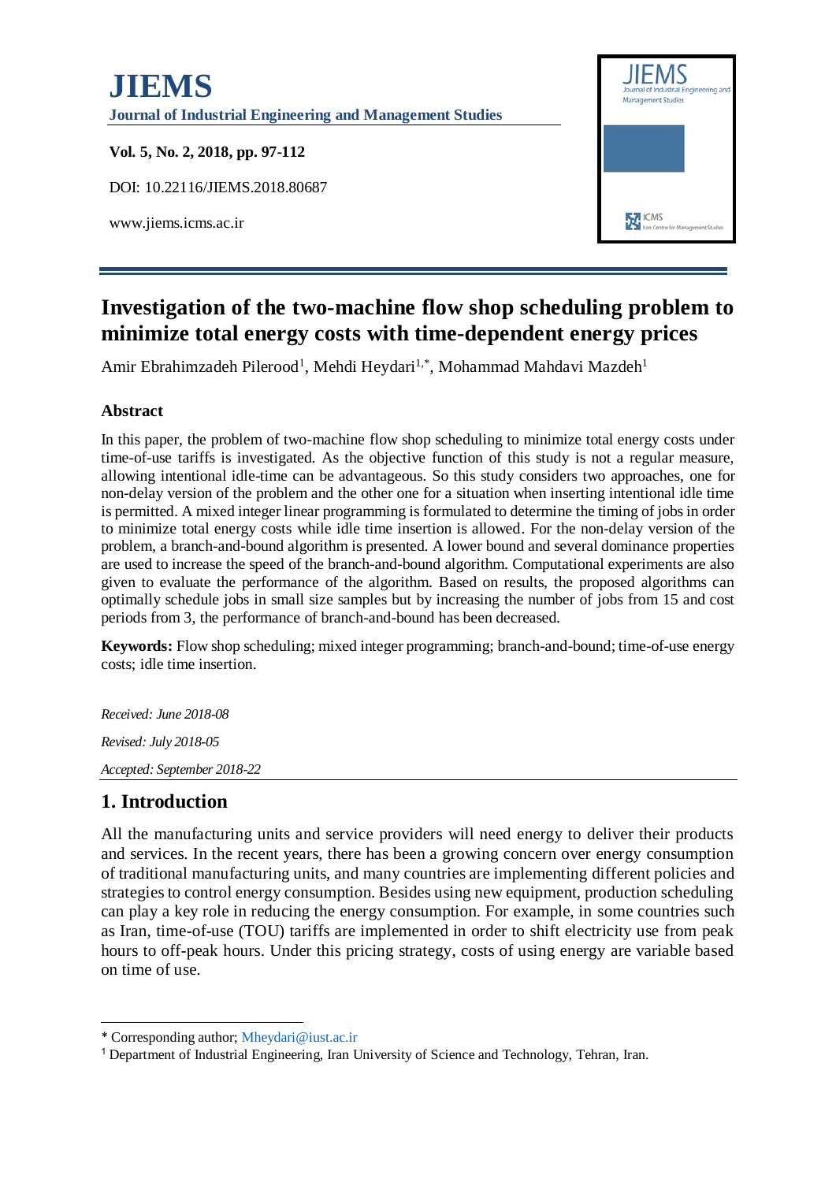# Investigation of the two-machine flow shop scheduling problem to minimize total energy costs with time-dependent energy prices

Amir Ebrahimzadeh Pilerood[1], Mehdi Heydari[1,*], Mohammad Mahdavi Mazdeh[1]

## Abstract

In this paper, the problem of two-machine flow shop scheduling to minimize total energy costs under time-of-use tariffs is investigated. As the objective function of this study is not a regular measure, allowing intentional idle-time can be advantageous. So this study considers two approaches, one for non-delay version of the problem and the other one for a situation when inserting intentional idle time is permitted. A mixed integer linear programming is formulated to determine the timing of jobs in order to minimize total energy costs while idle time insertion is allowed. For the non-delay version of the problem, a branch-and-bound algorithm is presented. A lower bound and several dominance properties are used to increase the speed of the branch-and-bound algorithm. Computational experiments are also given to evaluate the performance of the algorithm. Based on results, the proposed algorithms can optimally schedule jobs in small size samples but by increasing the number of jobs from 15 and cost periods from 3, the performance of branch-and-bound has been decreased.

**Keywords:** Flow shop scheduling; mixed integer programming; branch-and-bound; time-of-use energy costs; idle time insertion.

*Received: June 2018-08*

*Revised: July 2018-05*

*Accepted: September 2018-22*

## 1. Introduction

All the manufacturing units and service providers will need energy to deliver their products and services. In the recent years, there has been a growing concern over energy consumption of traditional manufacturing units, and many countries are implementing different policies and strategies to control energy consumption. Besides using new equipment, production scheduling can play a key role in reducing the energy consumption. For example, in some countries such as Iran, time-of-use (TOU) tariffs are implemented in order to shift electricity use from peak hours to off-peak hours. Under this pricing strategy, costs of using energy are variable based on time of use.

---

* Corresponding author; Mheydari@iust.ac.ir

[1] Department of Industrial Engineering, Iran University of Science and Technology, Tehran, Iran.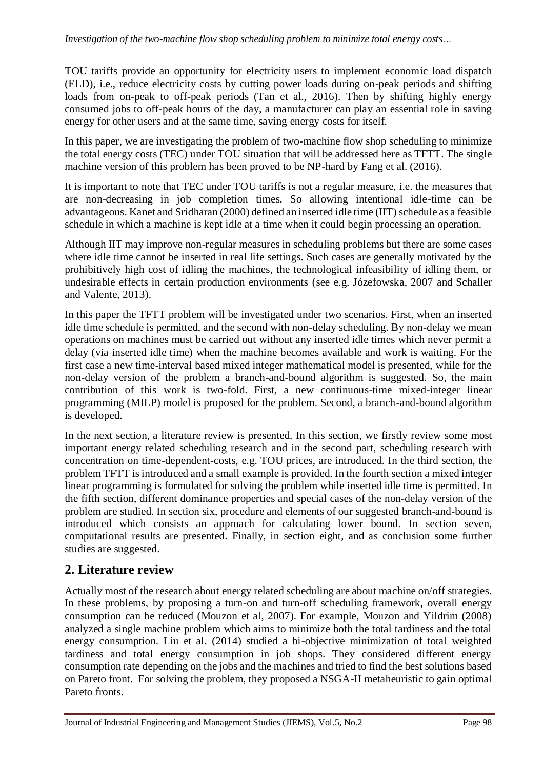TOU tariffs provide an opportunity for electricity users to implement economic load dispatch (ELD), i.e., reduce electricity costs by cutting power loads during on-peak periods and shifting loads from on-peak to off-peak periods (Tan et al., 2016). Then by shifting highly energy consumed jobs to off-peak hours of the day, a manufacturer can play an essential role in saving energy for other users and at the same time, saving energy costs for itself.

In this paper, we are investigating the problem of two-machine flow shop scheduling to minimize the total energy costs (TEC) under TOU situation that will be addressed here as TFTT. The single machine version of this problem has been proved to be NP-hard by Fang et al. (2016).

It is important to note that TEC under TOU tariffs is not a regular measure, i.e. the measures that are non-decreasing in job completion times. So allowing intentional idle-time can be advantageous. Kanet and Sridharan (2000) defined an inserted idle time (IIT) schedule as a feasible schedule in which a machine is kept idle at a time when it could begin processing an operation.

Although IIT may improve non-regular measures in scheduling problems but there are some cases where idle time cannot be inserted in real life settings. Such cases are generally motivated by the prohibitively high cost of idling the machines, the technological infeasibility of idling them, or undesirable effects in certain production environments (see e.g. Józefowska, 2007 and Schaller and Valente, 2013).

In this paper the TFTT problem will be investigated under two scenarios. First, when an inserted idle time schedule is permitted, and the second with non-delay scheduling. By non-delay we mean operations on machines must be carried out without any inserted idle times which never permit a delay (via inserted idle time) when the machine becomes available and work is waiting. For the first case a new time-interval based mixed integer mathematical model is presented, while for the non-delay version of the problem a branch-and-bound algorithm is suggested. So, the main contribution of this work is two-fold. First, a new continuous-time mixed-integer linear programming (MILP) model is proposed for the problem. Second, a branch-and-bound algorithm is developed.

In the next section, a literature review is presented. In this section, we firstly review some most important energy related scheduling research and in the second part, scheduling research with concentration on time-dependent-costs, e.g. TOU prices, are introduced. In the third section, the problem TFTT is introduced and a small example is provided. In the fourth section a mixed integer linear programming is formulated for solving the problem while inserted idle time is permitted. In the fifth section, different dominance properties and special cases of the non-delay version of the problem are studied. In section six, procedure and elements of our suggested branch-and-bound is introduced which consists an approach for calculating lower bound. In section seven, computational results are presented. Finally, in section eight, and as conclusion some further studies are suggested.

## 2. Literature review

Actually most of the research about energy related scheduling are about machine on/off strategies. In these problems, by proposing a turn-on and turn-off scheduling framework, overall energy consumption can be reduced (Mouzon et al, 2007). For example, Mouzon and Yildrim (2008) analyzed a single machine problem which aims to minimize both the total tardiness and the total energy consumption. Liu et al. (2014) studied a bi-objective minimization of total weighted tardiness and total energy consumption in job shops. They considered different energy consumption rate depending on the jobs and the machines and tried to find the best solutions based on Pareto front. For solving the problem, they proposed a NSGA-II metaheuristic to gain optimal Pareto fronts.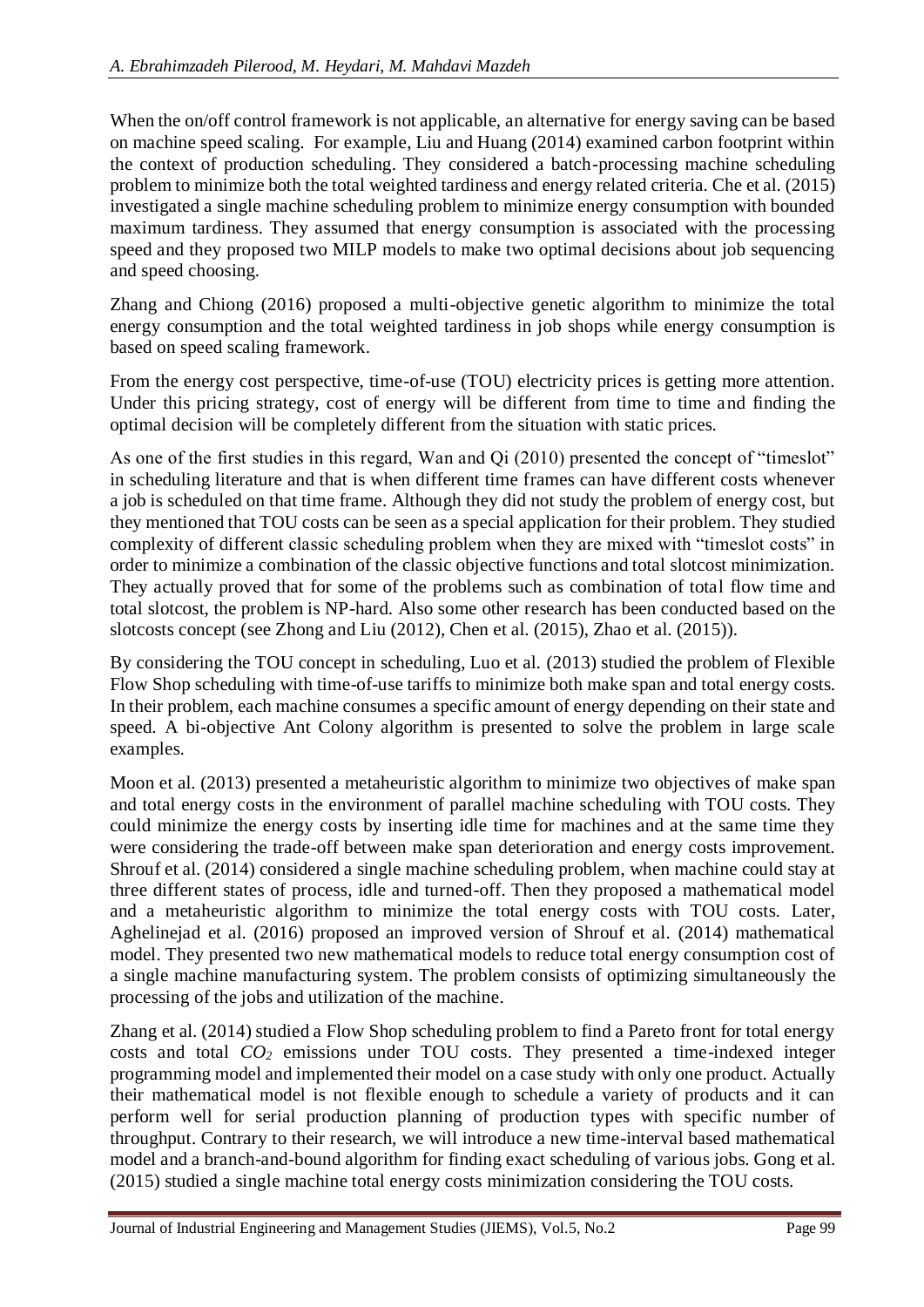When the on/off control framework is not applicable, an alternative for energy saving can be based on machine speed scaling. For example, Liu and Huang (2014) examined carbon footprint within the context of production scheduling. They considered a batch-processing machine scheduling problem to minimize both the total weighted tardiness and energy related criteria. Che et al. (2015) investigated a single machine scheduling problem to minimize energy consumption with bounded maximum tardiness. They assumed that energy consumption is associated with the processing speed and they proposed two MILP models to make two optimal decisions about job sequencing and speed choosing.

Zhang and Chiong (2016) proposed a multi-objective genetic algorithm to minimize the total energy consumption and the total weighted tardiness in job shops while energy consumption is based on speed scaling framework.

From the energy cost perspective, time-of-use (TOU) electricity prices is getting more attention. Under this pricing strategy, cost of energy will be different from time to time and finding the optimal decision will be completely different from the situation with static prices.

As one of the first studies in this regard, Wan and Qi (2010) presented the concept of "timeslot" in scheduling literature and that is when different time frames can have different costs whenever a job is scheduled on that time frame. Although they did not study the problem of energy cost, but they mentioned that TOU costs can be seen as a special application for their problem. They studied complexity of different classic scheduling problem when they are mixed with "timeslot costs" in order to minimize a combination of the classic objective functions and total slotcost minimization. They actually proved that for some of the problems such as combination of total flow time and total slotcost, the problem is NP-hard. Also some other research has been conducted based on the slotcosts concept (see Zhong and Liu (2012), Chen et al. (2015), Zhao et al. (2015)).

By considering the TOU concept in scheduling, Luo et al. (2013) studied the problem of Flexible Flow Shop scheduling with time-of-use tariffs to minimize both make span and total energy costs. In their problem, each machine consumes a specific amount of energy depending on their state and speed. A bi-objective Ant Colony algorithm is presented to solve the problem in large scale examples.

Moon et al. (2013) presented a metaheuristic algorithm to minimize two objectives of make span and total energy costs in the environment of parallel machine scheduling with TOU costs. They could minimize the energy costs by inserting idle time for machines and at the same time they were considering the trade-off between make span deterioration and energy costs improvement. Shrouf et al. (2014) considered a single machine scheduling problem, when machine could stay at three different states of process, idle and turned-off. Then they proposed a mathematical model and a metaheuristic algorithm to minimize the total energy costs with TOU costs. Later, Aghelinejad et al. (2016) proposed an improved version of Shrouf et al. (2014) mathematical model. They presented two new mathematical models to reduce total energy consumption cost of a single machine manufacturing system. The problem consists of optimizing simultaneously the processing of the jobs and utilization of the machine.

Zhang et al. (2014) studied a Flow Shop scheduling problem to find a Pareto front for total energy costs and total $CO_2$ emissions under TOU costs. They presented a time-indexed integer programming model and implemented their model on a case study with only one product. Actually their mathematical model is not flexible enough to schedule a variety of products and it can perform well for serial production planning of production types with specific number of throughput. Contrary to their research, we will introduce a new time-interval based mathematical model and a branch-and-bound algorithm for finding exact scheduling of various jobs. Gong et al. (2015) studied a single machine total energy costs minimization considering the TOU costs.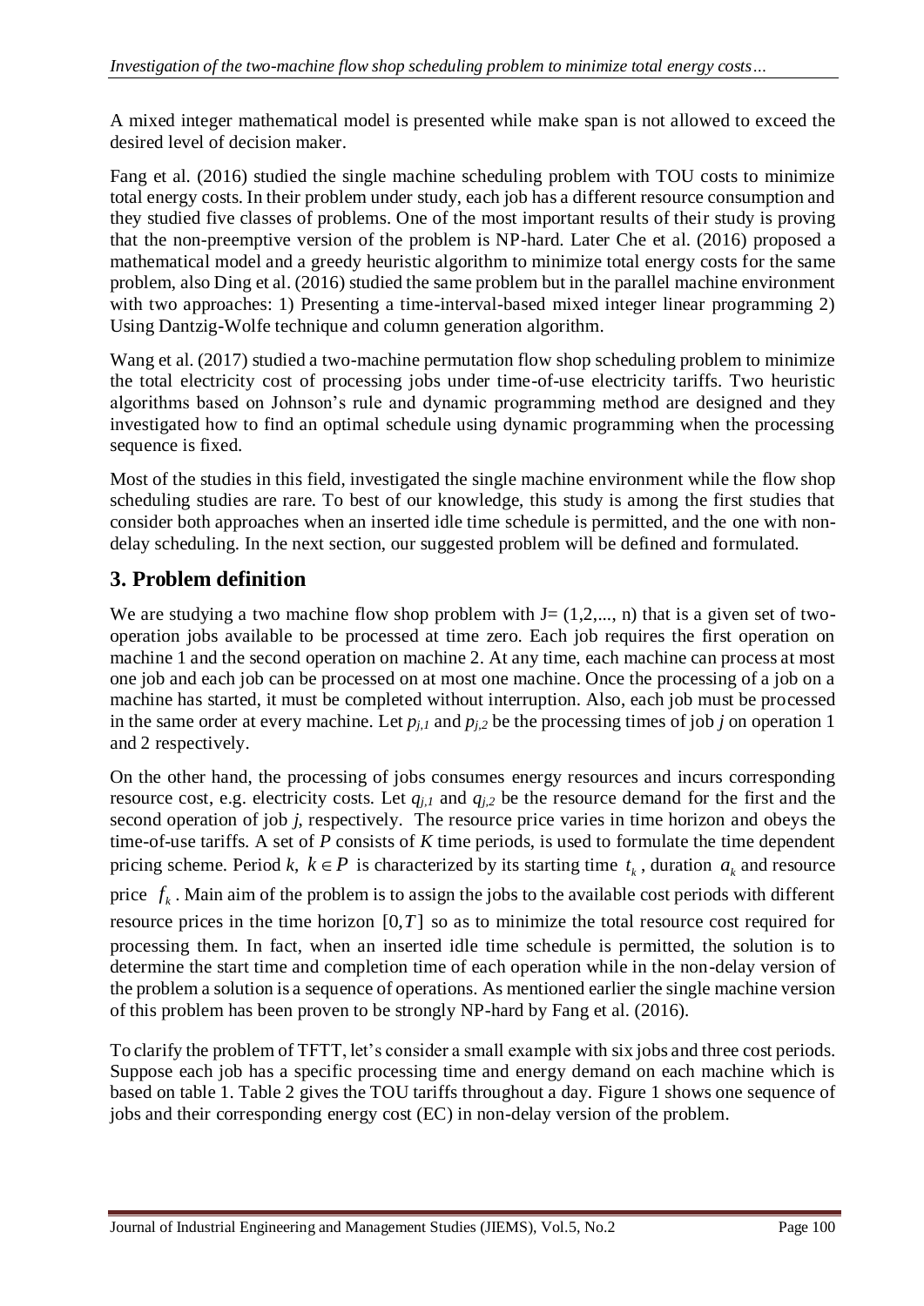A mixed integer mathematical model is presented while make span is not allowed to exceed the desired level of decision maker.

Fang et al. (2016) studied the single machine scheduling problem with TOU costs to minimize total energy costs. In their problem under study, each job has a different resource consumption and they studied five classes of problems. One of the most important results of their study is proving that the non-preemptive version of the problem is NP-hard. Later Che et al. (2016) proposed a mathematical model and a greedy heuristic algorithm to minimize total energy costs for the same problem, also Ding et al. (2016) studied the same problem but in the parallel machine environment with two approaches: 1) Presenting a time-interval-based mixed integer linear programming 2) Using Dantzig-Wolfe technique and column generation algorithm.

Wang et al. (2017) studied a two-machine permutation flow shop scheduling problem to minimize the total electricity cost of processing jobs under time-of-use electricity tariffs. Two heuristic algorithms based on Johnson's rule and dynamic programming method are designed and they investigated how to find an optimal schedule using dynamic programming when the processing sequence is fixed.

Most of the studies in this field, investigated the single machine environment while the flow shop scheduling studies are rare. To best of our knowledge, this study is among the first studies that consider both approaches when an inserted idle time schedule is permitted, and the one with non-delay scheduling. In the next section, our suggested problem will be defined and formulated.

## 3. Problem definition

We are studying a two machine flow shop problem with J= (1,2,..., n) that is a given set of two-operation jobs available to be processed at time zero. Each job requires the first operation on machine 1 and the second operation on machine 2. At any time, each machine can process at most one job and each job can be processed on at most one machine. Once the processing of a job on a machine has started, it must be completed without interruption. Also, each job must be processed in the same order at every machine. Let $p_{j,1}$ and $p_{j,2}$ be the processing times of job $j$ on operation 1 and 2 respectively.

On the other hand, the processing of jobs consumes energy resources and incurs corresponding resource cost, e.g. electricity costs. Let $q_{j,1}$ and $q_{j,2}$ be the resource demand for the first and the second operation of job $j$, respectively. The resource price varies in time horizon and obeys the time-of-use tariffs. A set of $P$ consists of $K$ time periods, is used to formulate the time dependent pricing scheme. Period $k$, $k \in P$ is characterized by its starting time $t_k$, duration $a_k$ and resource price $f_k$. Main aim of the problem is to assign the jobs to the available cost periods with different resource prices in the time horizon $[0,T]$ so as to minimize the total resource cost required for processing them. In fact, when an inserted idle time schedule is permitted, the solution is to determine the start time and completion time of each operation while in the non-delay version of the problem a solution is a sequence of operations. As mentioned earlier the single machine version of this problem has been proven to be strongly NP-hard by Fang et al. (2016).

To clarify the problem of TFTT, let's consider a small example with six jobs and three cost periods. Suppose each job has a specific processing time and energy demand on each machine which is based on table 1. Table 2 gives the TOU tariffs throughout a day. Figure 1 shows one sequence of jobs and their corresponding energy cost (EC) in non-delay version of the problem.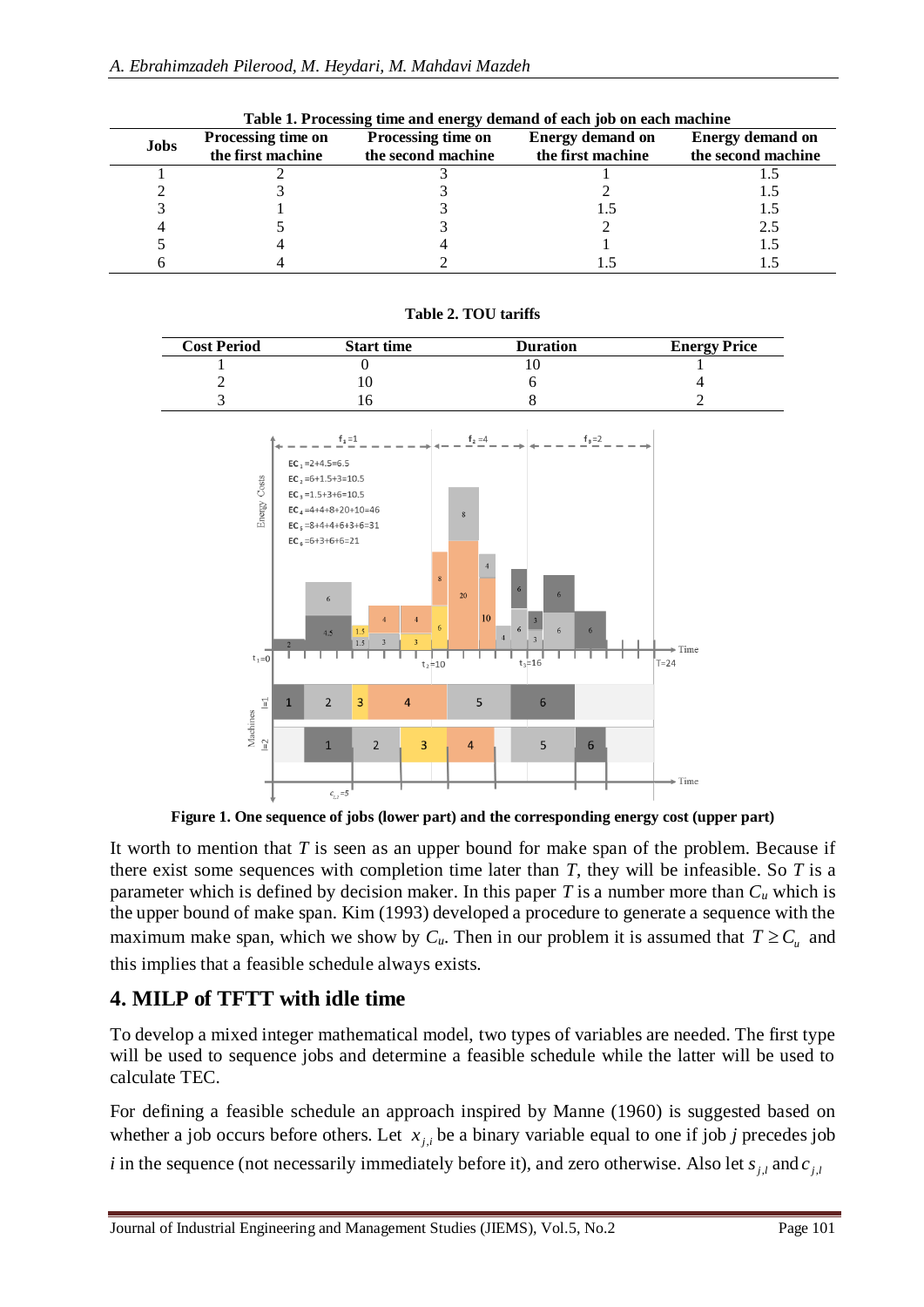**Table 1. Processing time and energy demand of each job on each machine**

| Jobs | Processing time on the first machine | Processing time on the second machine | Energy demand on the first machine | Energy demand on the second machine |
|---|---|---|---|---|
| 1 | 2 | 3 | 1 | 1.5 |
| 2 | 3 | 3 | 2 | 1.5 |
| 3 | 1 | 3 | 1.5 | 1.5 |
| 4 | 5 | 3 | 2 | 2.5 |
| 5 | 4 | 4 | 1 | 1.5 |
| 6 | 4 | 2 | 1.5 | 1.5 |

**Table 2. TOU tariffs**

| Cost Period | Start time | Duration | Energy Price |
|---|---|---|---|
| 1 | 0 | 10 | 1 |
| 2 | 10 | 6 | 4 |
| 3 | 16 | 8 | 2 |

**Figure 1. One sequence of jobs (lower part) and the corresponding energy cost (upper part)**

It worth to mention that $T$ is seen as an upper bound for make span of the problem. Because if there exist some sequences with completion time later than $T$, they will be infeasible. So $T$ is a parameter which is defined by decision maker. In this paper $T$ is a number more than $C_u$ which is the upper bound of make span. Kim (1993) developed a procedure to generate a sequence with the maximum make span, which we show by $C_u$. Then in our problem it is assumed that $T \geq C_u$ and this implies that a feasible schedule always exists.

## 4. MILP of TFTT with idle time

To develop a mixed integer mathematical model, two types of variables are needed. The first type will be used to sequence jobs and determine a feasible schedule while the latter will be used to calculate TEC.

For defining a feasible schedule an approach inspired by Manne (1960) is suggested based on whether a job occurs before others. Let $x_{j,i}$ be a binary variable equal to one if job $j$ precedes job $i$ in the sequence (not necessarily immediately before it), and zero otherwise. Also let $s_{j,l}$ and $c_{j,l}$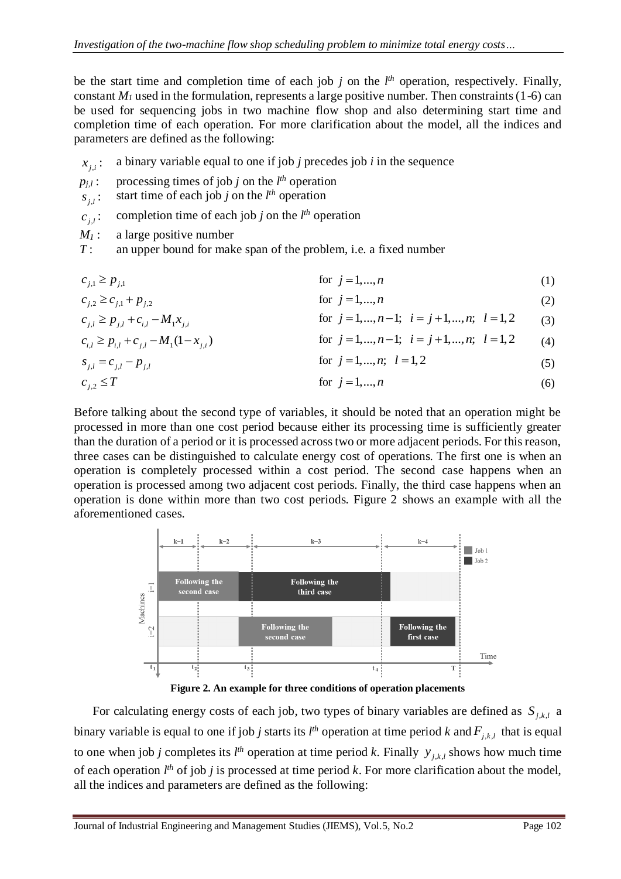be the start time and completion time of each job $j$ on the $l^{th}$ operation, respectively. Finally, constant $M_1$ used in the formulation, represents a large positive number. Then constraints (1-6) can be used for sequencing jobs in two machine flow shop and also determining start time and completion time of each operation. For more clarification about the model, all the indices and parameters are defined as the following:

- $x_{j,i}$ : a binary variable equal to one if job $j$ precedes job $i$ in the sequence
- $p_{j,l}$ : processing times of job $j$ on the $l^{th}$ operation
- $s_{j,l}$ : start time of each job $j$ on the $l^{th}$ operation
- $c_{j,l}$ : completion time of each job $j$ on the $l^{th}$ operation
- $M_1$ : a large positive number
- $T$ : an upper bound for make span of the problem, i.e. a fixed number

$$c_{j,1} \geq p_{j,1} \qquad \text{for } j = 1,...,n \tag{1}$$

$$c_{j,2} \geq c_{j,1} + p_{j,2} \qquad \text{for } j = 1,...,n \tag{2}$$

$$c_{j,l} \geq p_{j,l} + c_{i,l} - M_1 x_{j,i} \qquad \text{for } j = 1,...,n-1;\ \ i = j+1,...,n;\ \ l = 1,2 \tag{3}$$

$$c_{i,l} \geq p_{i,l} + c_{j,l} - M_1(1 - x_{j,i}) \qquad \text{for } j = 1,...,n-1;\ \ i = j+1,...,n;\ \ l = 1,2 \tag{4}$$

$$s_{j,l} = c_{j,l} - p_{j,l} \qquad \text{for } j = 1,...,n;\ \ l = 1,2 \tag{5}$$

$$c_{j,2} \leq T \qquad \text{for } j = 1,...,n \tag{6}$$

Before talking about the second type of variables, it should be noted that an operation might be processed in more than one cost period because either its processing time is sufficiently greater than the duration of a period or it is processed across two or more adjacent periods. For this reason, three cases can be distinguished to calculate energy cost of operations. The first one is when an operation is completely processed within a cost period. The second case happens when an operation is processed among two adjacent cost periods. Finally, the third case happens when an operation is done within more than two cost periods. Figure 2 shows an example with all the aforementioned cases.

**Figure 2. An example for three conditions of operation placements**

For calculating energy costs of each job, two types of binary variables are defined as $S_{j,k,l}$ a binary variable is equal to one if job $j$ starts its $l^{th}$ operation at time period $k$ and $F_{j,k,l}$ that is equal to one when job $j$ completes its $l^{th}$ operation at time period $k$. Finally $y_{j,k,l}$ shows how much time of each operation $l^{th}$ of job $j$ is processed at time period $k$. For more clarification about the model, all the indices and parameters are defined as the following: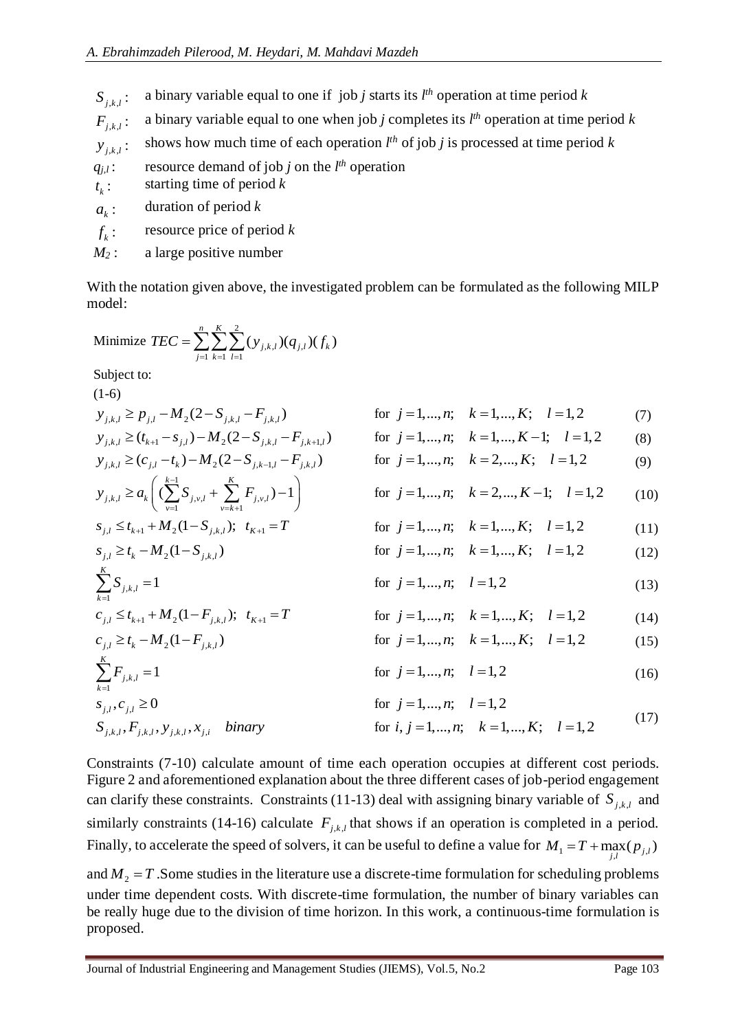$S_{j,k,l}$: a binary variable equal to one if job $j$ starts its $l^{th}$ operation at time period $k$

$F_{j,k,l}$: a binary variable equal to one when job $j$ completes its $l^{th}$ operation at time period $k$

$y_{j,k,l}$: shows how much time of each operation $l^{th}$ of job $j$ is processed at time period $k$

$q_{j,l}$: resource demand of job $j$ on the $l^{th}$ operation

$t_k$: starting time of period $k$

$a_k$: duration of period $k$

$f_k$: resource price of period $k$

$M_2$: a large positive number

With the notation given above, the investigated problem can be formulated as the following MILP model:

$$\text{Minimize } TEC = \sum_{j=1}^{n}\sum_{k=1}^{K}\sum_{l=1}^{2}(y_{j,k,l})(q_{j,l})(f_k)$$

Subject to:

(1-6)

$$y_{j,k,l} \geq p_{j,l} - M_2(2 - S_{j,k,l} - F_{j,k,l}) \qquad \text{for } j=1,...,n; \quad k=1,...,K; \quad l=1,2 \tag{7}$$

$$y_{j,k,l} \geq (t_{k+1} - s_{j,l}) - M_2(2 - S_{j,k,l} - F_{j,k+1,l}) \qquad \text{for } j=1,...,n; \quad k=1,...,K-1; \quad l=1,2 \tag{8}$$

$$y_{j,k,l} \geq (c_{j,l} - t_k) - M_2(2 - S_{j,k-1,l} - F_{j,k,l}) \qquad \text{for } j=1,...,n; \quad k=2,...,K; \quad l=1,2 \tag{9}$$

$$y_{j,k,l} \geq a_k\left( (\sum_{v=1}^{k-1} S_{j,v,l} + \sum_{v=k+1}^{K} F_{j,v,l}) - 1 \right) \qquad \text{for } j=1,...,n; \quad k=2,...,K-1; \quad l=1,2 \tag{10}$$

$$s_{j,l} \leq t_{k+1} + M_2(1 - S_{j,k,l}); \;\; t_{K+1} = T \qquad \text{for } j=1,...,n; \quad k=1,...,K; \quad l=1,2 \tag{11}$$

$$s_{j,l} \geq t_k - M_2(1 - S_{j,k,l}) \qquad \text{for } j=1,...,n; \quad k=1,...,K; \quad l=1,2 \tag{12}$$

$$\sum_{k=1}^{K} S_{j,k,l} = 1 \qquad \text{for } j=1,...,n; \quad l=1,2 \tag{13}$$

$$c_{j,l} \leq t_{k+1} + M_2(1 - F_{j,k,l}); \;\; t_{K+1} = T \qquad \text{for } j=1,...,n; \quad k=1,...,K; \quad l=1,2 \tag{14}$$

$$c_{j,l} \geq t_k - M_2(1 - F_{j,k,l}) \qquad \text{for } j=1,...,n; \quad k=1,...,K; \quad l=1,2 \tag{15}$$

$$\sum_{k=1}^{K} F_{j,k,l} = 1 \qquad \text{for } j=1,...,n; \quad l=1,2 \tag{16}$$

$$\begin{array}{ll} s_{j,l}, c_{j,l} \geq 0 & \text{for } j=1,...,n; \quad l=1,2 \\ S_{j,k,l}, F_{j,k,l}, y_{j,k,l}, x_{j,i} \quad \textit{binary} & \text{for } i,j=1,...,n; \quad k=1,...,K; \quad l=1,2 \end{array} \tag{17}$$

Constraints (7-10) calculate amount of time each operation occupies at different cost periods. Figure 2 and aforementioned explanation about the three different cases of job-period engagement can clarify these constraints. Constraints (11-13) deal with assigning binary variable of $S_{j,k,l}$ and similarly constraints (14-16) calculate $F_{j,k,l}$ that shows if an operation is completed in a period. Finally, to accelerate the speed of solvers, it can be useful to define a value for $M_1 = T + \max_{j,l}(p_{j,l})$ and $M_2 = T$. Some studies in the literature use a discrete-time formulation for scheduling problems under time dependent costs. With discrete-time formulation, the number of binary variables can be really huge due to the division of time horizon. In this work, a continuous-time formulation is proposed.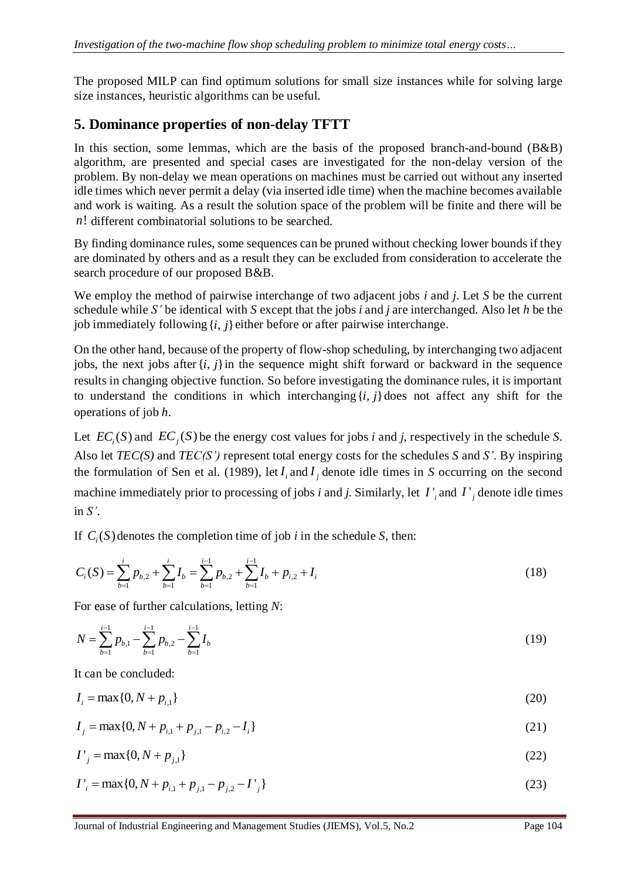The proposed MILP can find optimum solutions for small size instances while for solving large size instances, heuristic algorithms can be useful.

## 5. Dominance properties of non-delay TFTT

In this section, some lemmas, which are the basis of the proposed branch-and-bound (B&B) algorithm, are presented and special cases are investigated for the non-delay version of the problem. By non-delay we mean operations on machines must be carried out without any inserted idle times which never permit a delay (via inserted idle time) when the machine becomes available and work is waiting. As a result the solution space of the problem will be finite and there will be $n!$ different combinatorial solutions to be searched.

By finding dominance rules, some sequences can be pruned without checking lower bounds if they are dominated by others and as a result they can be excluded from consideration to accelerate the search procedure of our proposed B&B.

We employ the method of pairwise interchange of two adjacent jobs *i* and *j*. Let *S* be the current schedule while *S'* be identical with *S* except that the jobs *i* and *j* are interchanged. Also let *h* be the job immediately following $\{i, j\}$ either before or after pairwise interchange.

On the other hand, because of the property of flow-shop scheduling, by interchanging two adjacent jobs, the next jobs after $\{i, j\}$ in the sequence might shift forward or backward in the sequence results in changing objective function. So before investigating the dominance rules, it is important to understand the conditions in which interchanging $\{i, j\}$ does not affect any shift for the operations of job *h*.

Let $EC_i(S)$ and $EC_j(S)$ be the energy cost values for jobs *i* and *j*, respectively in the schedule *S*. Also let *TEC(S)* and *TEC(S')* represent total energy costs for the schedules *S* and *S'*. By inspiring the formulation of Sen et al. (1989), let $I_i$ and $I_j$ denote idle times in *S* occurring on the second machine immediately prior to processing of jobs *i* and *j*. Similarly, let $I'_i$ and $I'_j$ denote idle times in *S'*.

If $C_i(S)$ denotes the completion time of job *i* in the schedule *S*, then:

$$C_i(S) = \sum_{b=1}^{i} p_{b,2} + \sum_{b=1}^{i} I_b = \sum_{b=1}^{i-1} p_{b,2} + \sum_{b=1}^{i-1} I_b + p_{i,2} + I_i \tag{18}$$

For ease of further calculations, letting *N*:

$$N = \sum_{b=1}^{i-1} p_{b,1} - \sum_{b=1}^{i-1} p_{b,2} - \sum_{b=1}^{i-1} I_b \tag{19}$$

It can be concluded:

$$I_i = \max\{0, N + p_{i,1}\} \tag{20}$$

$$I_j = \max\{0, N + p_{i,1} + p_{j,1} - p_{i,2} - I_i\} \tag{21}$$

$$I'_j = \max\{0, N + p_{j,1}\} \tag{22}$$

$$I'_i = \max\{0, N + p_{i,1} + p_{j,1} - p_{j,2} - I'_j\} \tag{23}$$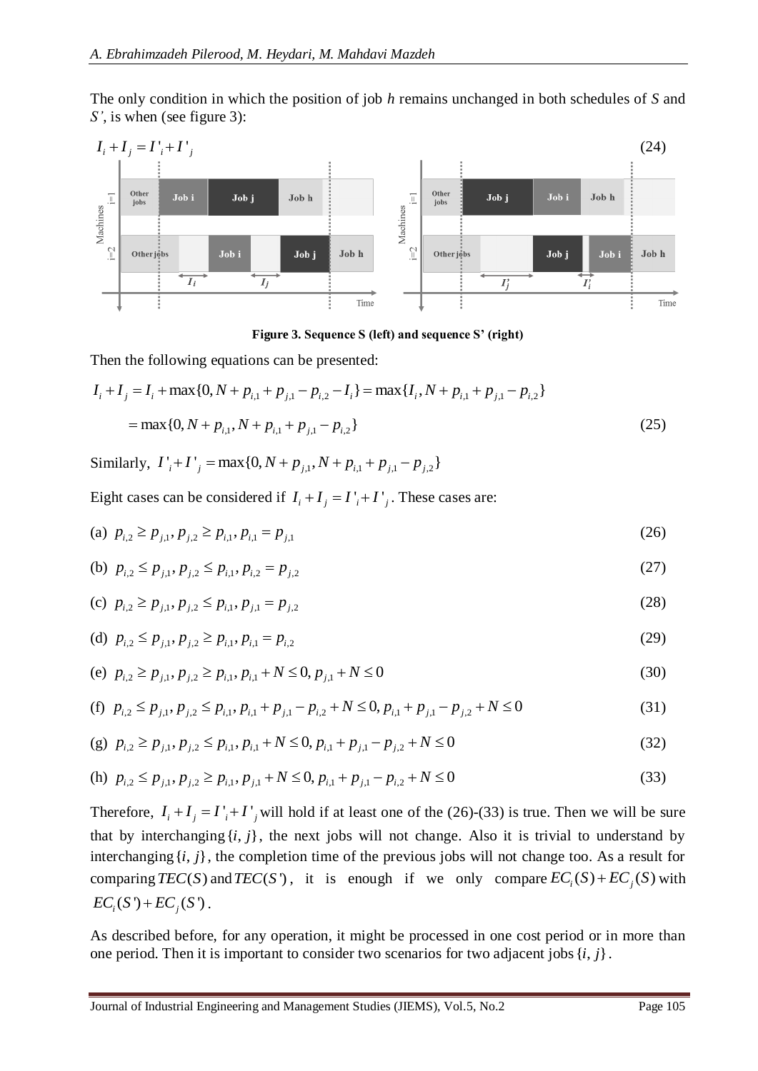The only condition in which the position of job $h$ remains unchanged in both schedules of $S$ and $S'$, is when (see figure 3):

$$I_i + I_j = I'_i + I'_j \tag{24}$$

**Figure 3. Sequence S (left) and sequence S' (right)**

Then the following equations can be presented:

$$I_i + I_j = I_i + \max\{0, N + p_{i,1} + p_{j,1} - p_{i,2} - I_i\} = \max\{I_i, N + p_{i,1} + p_{j,1} - p_{i,2}\}$$

$$= \max\{0, N + p_{i,1}, N + p_{i,1} + p_{j,1} - p_{i,2}\} \tag{25}$$

Similarly, $I'_i + I'_j = \max\{0, N + p_{j,1}, N + p_{i,1} + p_{j,1} - p_{j,2}\}$

Eight cases can be considered if $I_i + I_j = I'_i + I'_j$. These cases are:

(a) $p_{i,2} \geq p_{j,1}, p_{j,2} \geq p_{i,1}, p_{i,1} = p_{j,1}$ (26)

(b) $p_{i,2} \leq p_{j,1}, p_{j,2} \leq p_{i,1}, p_{i,2} = p_{j,2}$ (27)

(c) $p_{i,2} \geq p_{j,1}, p_{j,2} \leq p_{i,1}, p_{j,1} = p_{j,2}$ (28)

(d) $p_{i,2} \leq p_{j,1}, p_{j,2} \geq p_{i,1}, p_{i,1} = p_{i,2}$ (29)

(e) $p_{i,2} \geq p_{j,1}, p_{j,2} \geq p_{i,1}, p_{i,1} + N \leq 0, p_{j,1} + N \leq 0$ (30)

(f) $p_{i,2} \leq p_{j,1}, p_{j,2} \leq p_{i,1}, p_{i,1} + p_{j,1} - p_{i,2} + N \leq 0, p_{i,1} + p_{j,1} - p_{j,2} + N \leq 0$ (31)

(g) $p_{i,2} \geq p_{j,1}, p_{j,2} \leq p_{i,1}, p_{i,1} + N \leq 0, p_{i,1} + p_{j,1} - p_{j,2} + N \leq 0$ (32)

(h) $p_{i,2} \leq p_{j,1}, p_{j,2} \geq p_{i,1}, p_{j,1} + N \leq 0, p_{i,1} + p_{j,1} - p_{i,2} + N \leq 0$ (33)

Therefore, $I_i + I_j = I'_i + I'_j$ will hold if at least one of the (26)-(33) is true. Then we will be sure that by interchanging $\{i, j\}$, the next jobs will not change. Also it is trivial to understand by interchanging $\{i, j\}$, the completion time of the previous jobs will not change too. As a result for comparing $TEC(S)$ and $TEC(S')$, it is enough if we only compare $EC_i(S) + EC_j(S)$ with $EC_i(S') + EC_j(S')$.

As described before, for any operation, it might be processed in one cost period or in more than one period. Then it is important to consider two scenarios for two adjacent jobs $\{i, j\}$.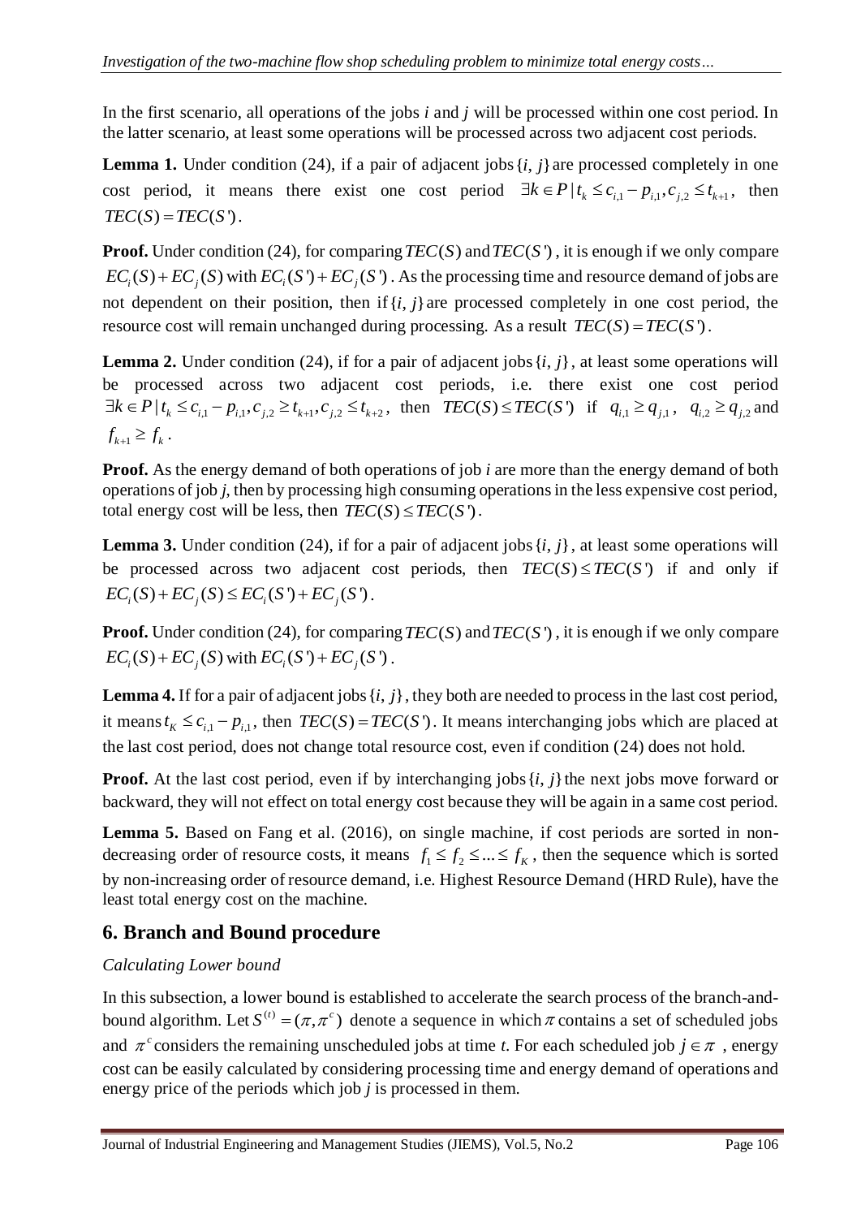In the first scenario, all operations of the jobs *i* and *j* will be processed within one cost period. In the latter scenario, at least some operations will be processed across two adjacent cost periods.

**Lemma 1.** Under condition (24), if a pair of adjacent jobs $\{i, j\}$ are processed completely in one cost period, it means there exist one cost period $\exists k \in P \mid t_k \leq c_{i,1} - p_{i,1}, c_{j,2} \leq t_{k+1}$, then $TEC(S) = TEC(S')$.

**Proof.** Under condition (24), for comparing $TEC(S)$ and $TEC(S')$, it is enough if we only compare $EC_i(S) + EC_j(S)$ with $EC_i(S') + EC_j(S')$. As the processing time and resource demand of jobs are not dependent on their position, then if $\{i, j\}$ are processed completely in one cost period, the resource cost will remain unchanged during processing. As a result $TEC(S) = TEC(S')$.

**Lemma 2.** Under condition (24), if for a pair of adjacent jobs $\{i, j\}$, at least some operations will be processed across two adjacent cost periods, i.e. there exist one cost period $\exists k \in P \mid t_k \leq c_{i,1} - p_{i,1}, c_{j,2} \geq t_{k+1}, c_{j,2} \leq t_{k+2}$, then $TEC(S) \leq TEC(S')$ if $q_{i,1} \geq q_{j,1}$, $q_{i,2} \geq q_{j,2}$ and $f_{k+1} \geq f_k$.

**Proof.** As the energy demand of both operations of job *i* are more than the energy demand of both operations of job *j*, then by processing high consuming operations in the less expensive cost period, total energy cost will be less, then $TEC(S) \leq TEC(S')$.

**Lemma 3.** Under condition (24), if for a pair of adjacent jobs $\{i, j\}$, at least some operations will be processed across two adjacent cost periods, then $TEC(S) \leq TEC(S')$ if and only if $EC_i(S) + EC_j(S) \leq EC_i(S') + EC_j(S')$.

**Proof.** Under condition (24), for comparing $TEC(S)$ and $TEC(S')$, it is enough if we only compare $EC_i(S) + EC_j(S)$ with $EC_i(S') + EC_j(S')$.

**Lemma 4.** If for a pair of adjacent jobs $\{i, j\}$, they both are needed to process in the last cost period, it means $t_K \leq c_{i,1} - p_{i,1}$, then $TEC(S) = TEC(S')$. It means interchanging jobs which are placed at the last cost period, does not change total resource cost, even if condition (24) does not hold.

**Proof.** At the last cost period, even if by interchanging jobs $\{i, j\}$ the next jobs move forward or backward, they will not effect on total energy cost because they will be again in a same cost period.

**Lemma 5.** Based on Fang et al. (2016), on single machine, if cost periods are sorted in non-decreasing order of resource costs, it means $f_1 \leq f_2 \leq ... \leq f_K$, then the sequence which is sorted by non-increasing order of resource demand, i.e. Highest Resource Demand (HRD Rule), have the least total energy cost on the machine.

## 6. Branch and Bound procedure

*Calculating Lower bound*

In this subsection, a lower bound is established to accelerate the search process of the branch-and-bound algorithm. Let $S^{(t)} = (\pi, \pi^c)$ denote a sequence in which $\pi$ contains a set of scheduled jobs and $\pi^c$ considers the remaining unscheduled jobs at time *t*. For each scheduled job $j \in \pi$, energy cost can be easily calculated by considering processing time and energy demand of operations and energy price of the periods which job *j* is processed in them.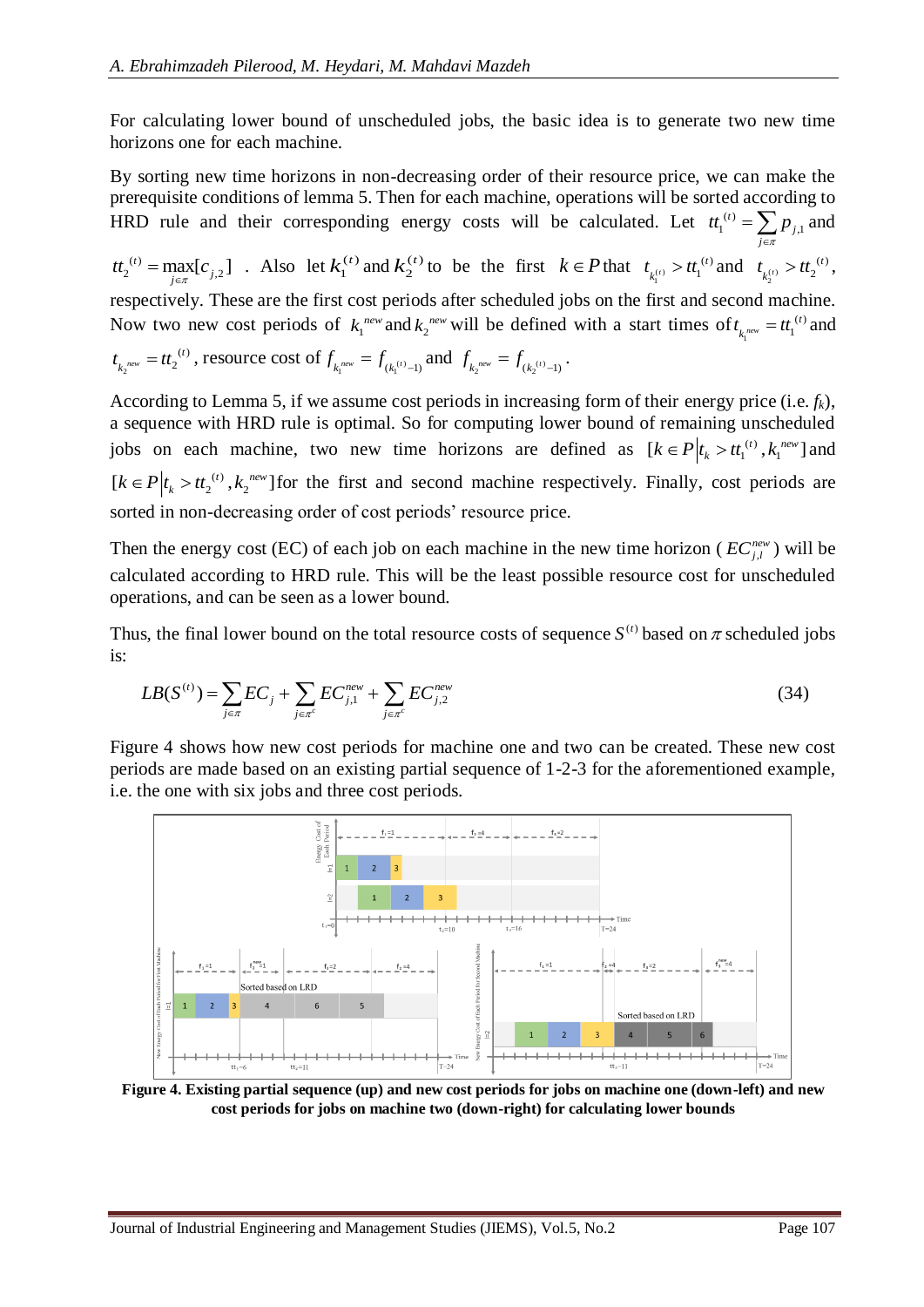For calculating lower bound of unscheduled jobs, the basic idea is to generate two new time horizons one for each machine.

By sorting new time horizons in non-decreasing order of their resource price, we can make the prerequisite conditions of lemma 5. Then for each machine, operations will be sorted according to HRD rule and their corresponding energy costs will be calculated. Let $tt_1^{(t)} = \sum_{j \in \pi} p_{j,1}$ and $tt_2^{(t)} = \max_{j \in \pi}[c_{j,2}]$. Also let $k_1^{(t)}$ and $k_2^{(t)}$ to be the first $k \in P$ that $t_{k_1^{(t)}} > tt_1^{(t)}$ and $t_{k_2^{(t)}} > tt_2^{(t)}$, respectively. These are the first cost periods after scheduled jobs on the first and second machine. Now two new cost periods of $k_1^{new}$ and $k_2^{new}$ will be defined with a start times of $t_{k_1^{new}} = tt_1^{(t)}$ and $t_{k_2^{new}} = tt_2^{(t)}$, resource cost of $f_{k_1^{new}} = f_{(k_1^{(t)}-1)}$ and $f_{k_2^{new}} = f_{(k_2^{(t)}-1)}$.

According to Lemma 5, if we assume cost periods in increasing form of their energy price (i.e. $f_k$), a sequence with HRD rule is optimal. So for computing lower bound of remaining unscheduled jobs on each machine, two new time horizons are defined as $[k \in P | t_k > tt_1^{(t)}, k_1^{new}]$ and $[k \in P | t_k > tt_2^{(t)}, k_2^{new}]$ for the first and second machine respectively. Finally, cost periods are sorted in non-decreasing order of cost periods' resource price.

Then the energy cost (EC) of each job on each machine in the new time horizon ($EC_{j,l}^{new}$) will be calculated according to HRD rule. This will be the least possible resource cost for unscheduled operations, and can be seen as a lower bound.

Thus, the final lower bound on the total resource costs of sequence $S^{(t)}$ based on $\pi$ scheduled jobs is:

$$LB(S^{(t)}) = \sum_{j \in \pi} EC_j + \sum_{j \in \pi^c} EC_{j,1}^{new} + \sum_{j \in \pi^c} EC_{j,2}^{new} \tag{34}$$

Figure 4 shows how new cost periods for machine one and two can be created. These new cost periods are made based on an existing partial sequence of 1-2-3 for the aforementioned example, i.e. the one with six jobs and three cost periods.

**Figure 4. Existing partial sequence (up) and new cost periods for jobs on machine one (down-left) and new cost periods for jobs on machine two (down-right) for calculating lower bounds**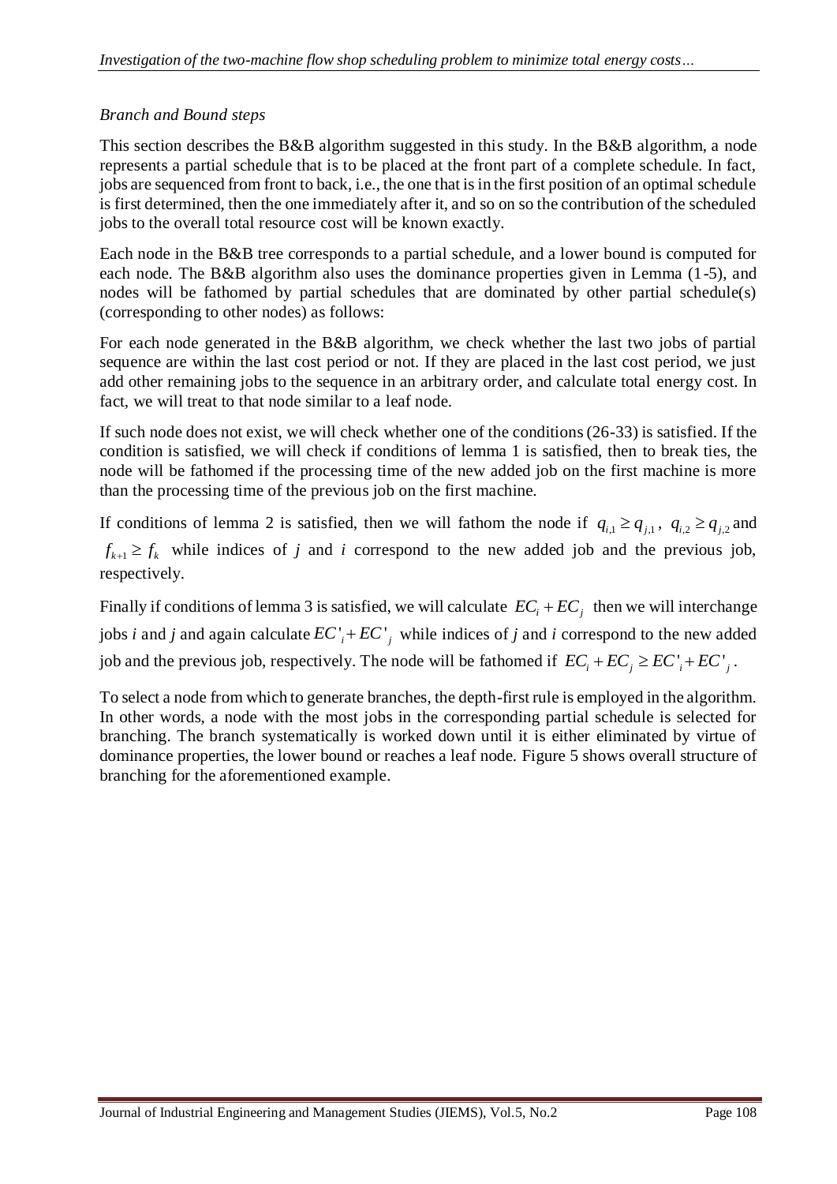*Branch and Bound steps*

This section describes the B&B algorithm suggested in this study. In the B&B algorithm, a node represents a partial schedule that is to be placed at the front part of a complete schedule. In fact, jobs are sequenced from front to back, i.e., the one that is in the first position of an optimal schedule is first determined, then the one immediately after it, and so on so the contribution of the scheduled jobs to the overall total resource cost will be known exactly.

Each node in the B&B tree corresponds to a partial schedule, and a lower bound is computed for each node. The B&B algorithm also uses the dominance properties given in Lemma (1-5), and nodes will be fathomed by partial schedules that are dominated by other partial schedule(s) (corresponding to other nodes) as follows:

For each node generated in the B&B algorithm, we check whether the last two jobs of partial sequence are within the last cost period or not. If they are placed in the last cost period, we just add other remaining jobs to the sequence in an arbitrary order, and calculate total energy cost. In fact, we will treat to that node similar to a leaf node.

If such node does not exist, we will check whether one of the conditions (26-33) is satisfied. If the condition is satisfied, we will check if conditions of lemma 1 is satisfied, then to break ties, the node will be fathomed if the processing time of the new added job on the first machine is more than the processing time of the previous job on the first machine.

If conditions of lemma 2 is satisfied, then we will fathom the node if $q_{i,1} \geq q_{j,1}$, $q_{i,2} \geq q_{j,2}$ and $f_{k+1} \geq f_k$ while indices of *j* and *i* correspond to the new added job and the previous job, respectively.

Finally if conditions of lemma 3 is satisfied, we will calculate $EC_i + EC_j$ then we will interchange jobs *i* and *j* and again calculate $EC'_i + EC'_j$ while indices of *j* and *i* correspond to the new added job and the previous job, respectively. The node will be fathomed if $EC_i + EC_j \geq EC'_i + EC'_j$.

To select a node from which to generate branches, the depth-first rule is employed in the algorithm. In other words, a node with the most jobs in the corresponding partial schedule is selected for branching. The branch systematically is worked down until it is either eliminated by virtue of dominance properties, the lower bound or reaches a leaf node. Figure 5 shows overall structure of branching for the aforementioned example.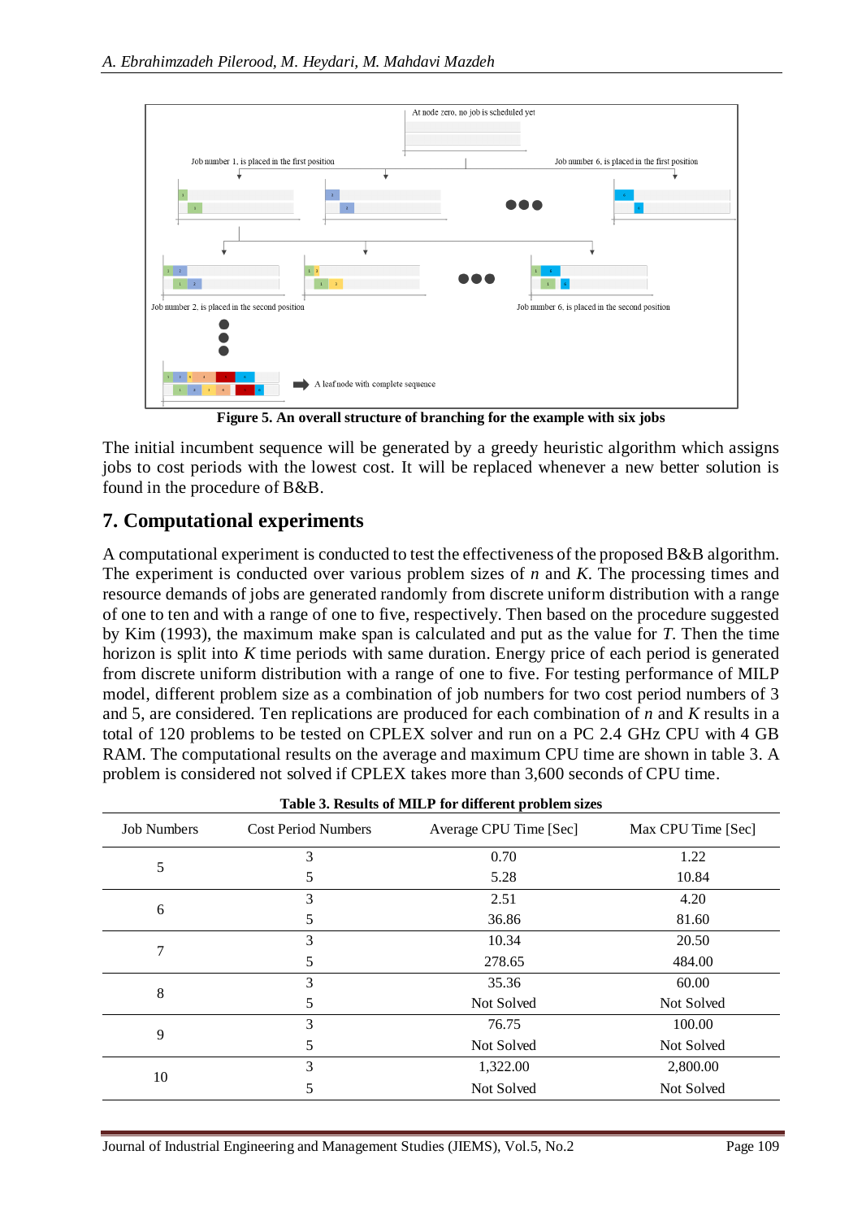**Figure 5. An overall structure of branching for the example with six jobs**

The initial incumbent sequence will be generated by a greedy heuristic algorithm which assigns jobs to cost periods with the lowest cost. It will be replaced whenever a new better solution is found in the procedure of B&B.

## 7. Computational experiments

A computational experiment is conducted to test the effectiveness of the proposed B&B algorithm. The experiment is conducted over various problem sizes of $n$ and $K$. The processing times and resource demands of jobs are generated randomly from discrete uniform distribution with a range of one to ten and with a range of one to five, respectively. Then based on the procedure suggested by Kim (1993), the maximum make span is calculated and put as the value for $T$. Then the time horizon is split into $K$ time periods with same duration. Energy price of each period is generated from discrete uniform distribution with a range of one to five. For testing performance of MILP model, different problem size as a combination of job numbers for two cost period numbers of 3 and 5, are considered. Ten replications are produced for each combination of $n$ and $K$ results in a total of 120 problems to be tested on CPLEX solver and run on a PC 2.4 GHz CPU with 4 GB RAM. The computational results on the average and maximum CPU time are shown in table 3. A problem is considered not solved if CPLEX takes more than 3,600 seconds of CPU time.

**Table 3. Results of MILP for different problem sizes**

| Job Numbers | Cost Period Numbers | Average CPU Time [Sec] | Max CPU Time [Sec] |
|---|---|---|---|
| 5 | 3 | 0.70 | 1.22 |
| | 5 | 5.28 | 10.84 |
| 6 | 3 | 2.51 | 4.20 |
| | 5 | 36.86 | 81.60 |
| 7 | 3 | 10.34 | 20.50 |
| | 5 | 278.65 | 484.00 |
| 8 | 3 | 35.36 | 60.00 |
| | 5 | Not Solved | Not Solved |
| 9 | 3 | 76.75 | 100.00 |
| | 5 | Not Solved | Not Solved |
| 10 | 3 | 1,322.00 | 2,800.00 |
| | 5 | Not Solved | Not Solved |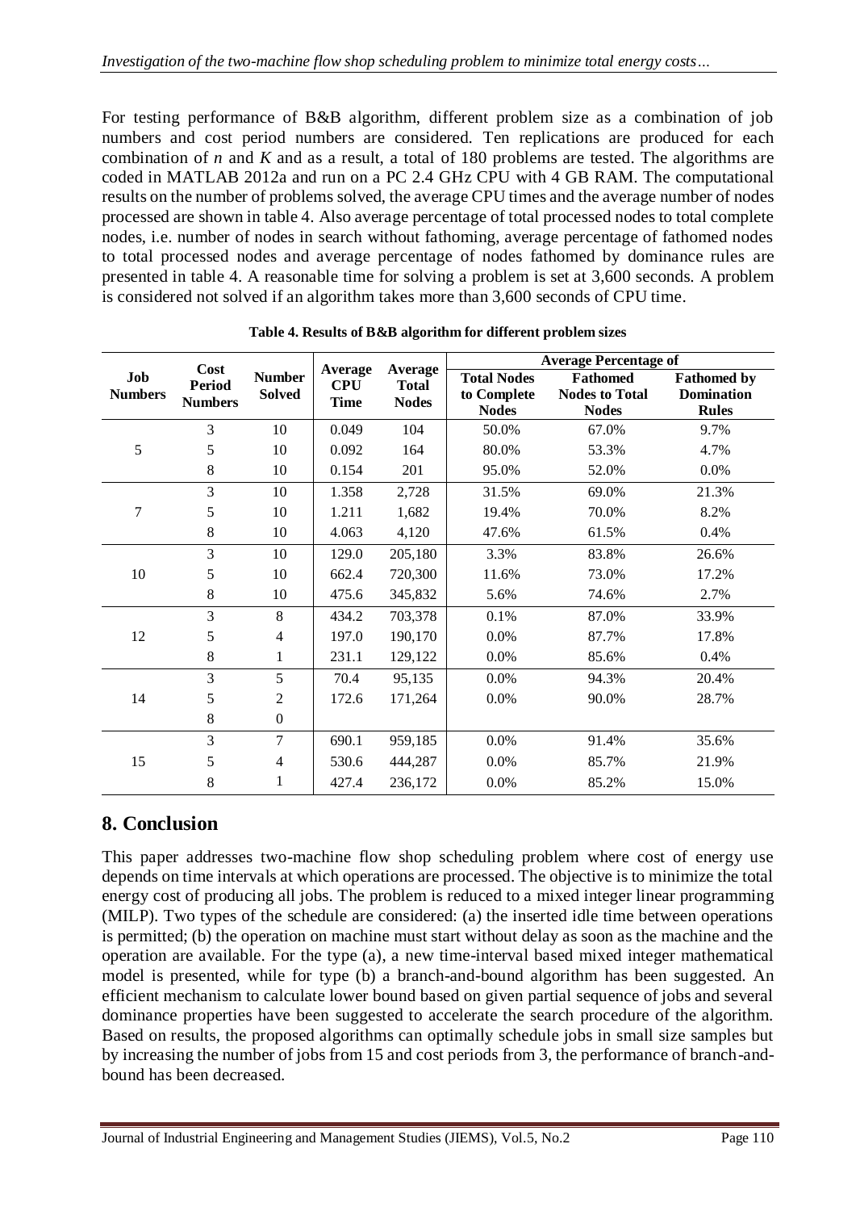For testing performance of B&B algorithm, different problem size as a combination of job numbers and cost period numbers are considered. Ten replications are produced for each combination of $n$ and $K$ and as a result, a total of 180 problems are tested. The algorithms are coded in MATLAB 2012a and run on a PC 2.4 GHz CPU with 4 GB RAM. The computational results on the number of problems solved, the average CPU times and the average number of nodes processed are shown in table 4. Also average percentage of total processed nodes to total complete nodes, i.e. number of nodes in search without fathoming, average percentage of fathomed nodes to total processed nodes and average percentage of nodes fathomed by dominance rules are presented in table 4. A reasonable time for solving a problem is set at 3,600 seconds. A problem is considered not solved if an algorithm takes more than 3,600 seconds of CPU time.

**Table 4. Results of B&B algorithm for different problem sizes**

| Job Numbers | Cost Period Numbers | Number Solved | Average CPU Time | Average Total Nodes | Average Percentage of | | |
|---|---|---|---|---|---|---|---|
| | | | | | Total Nodes to Complete Nodes | Fathomed Nodes to Total Nodes | Fathomed by Domination Rules |
| 5 | 3 | 10 | 0.049 | 104 | 50.0% | 67.0% | 9.7% |
| | 5 | 10 | 0.092 | 164 | 80.0% | 53.3% | 4.7% |
| | 8 | 10 | 0.154 | 201 | 95.0% | 52.0% | 0.0% |
| 7 | 3 | 10 | 1.358 | 2,728 | 31.5% | 69.0% | 21.3% |
| | 5 | 10 | 1.211 | 1,682 | 19.4% | 70.0% | 8.2% |
| | 8 | 10 | 4.063 | 4,120 | 47.6% | 61.5% | 0.4% |
| 10 | 3 | 10 | 129.0 | 205,180 | 3.3% | 83.8% | 26.6% |
| | 5 | 10 | 662.4 | 720,300 | 11.6% | 73.0% | 17.2% |
| | 8 | 10 | 475.6 | 345,832 | 5.6% | 74.6% | 2.7% |
| 12 | 3 | 8 | 434.2 | 703,378 | 0.1% | 87.0% | 33.9% |
| | 5 | 4 | 197.0 | 190,170 | 0.0% | 87.7% | 17.8% |
| | 8 | 1 | 231.1 | 129,122 | 0.0% | 85.6% | 0.4% |
| 14 | 3 | 5 | 70.4 | 95,135 | 0.0% | 94.3% | 20.4% |
| | 5 | 2 | 172.6 | 171,264 | 0.0% | 90.0% | 28.7% |
| | 8 | 0 | | | | | |
| 15 | 3 | 7 | 690.1 | 959,185 | 0.0% | 91.4% | 35.6% |
| | 5 | 4 | 530.6 | 444,287 | 0.0% | 85.7% | 21.9% |
| | 8 | 1 | 427.4 | 236,172 | 0.0% | 85.2% | 15.0% |

## 8. Conclusion

This paper addresses two-machine flow shop scheduling problem where cost of energy use depends on time intervals at which operations are processed. The objective is to minimize the total energy cost of producing all jobs. The problem is reduced to a mixed integer linear programming (MILP). Two types of the schedule are considered: (a) the inserted idle time between operations is permitted; (b) the operation on machine must start without delay as soon as the machine and the operation are available. For the type (a), a new time-interval based mixed integer mathematical model is presented, while for type (b) a branch-and-bound algorithm has been suggested. An efficient mechanism to calculate lower bound based on given partial sequence of jobs and several dominance properties have been suggested to accelerate the search procedure of the algorithm. Based on results, the proposed algorithms can optimally schedule jobs in small size samples but by increasing the number of jobs from 15 and cost periods from 3, the performance of branch-and-bound has been decreased.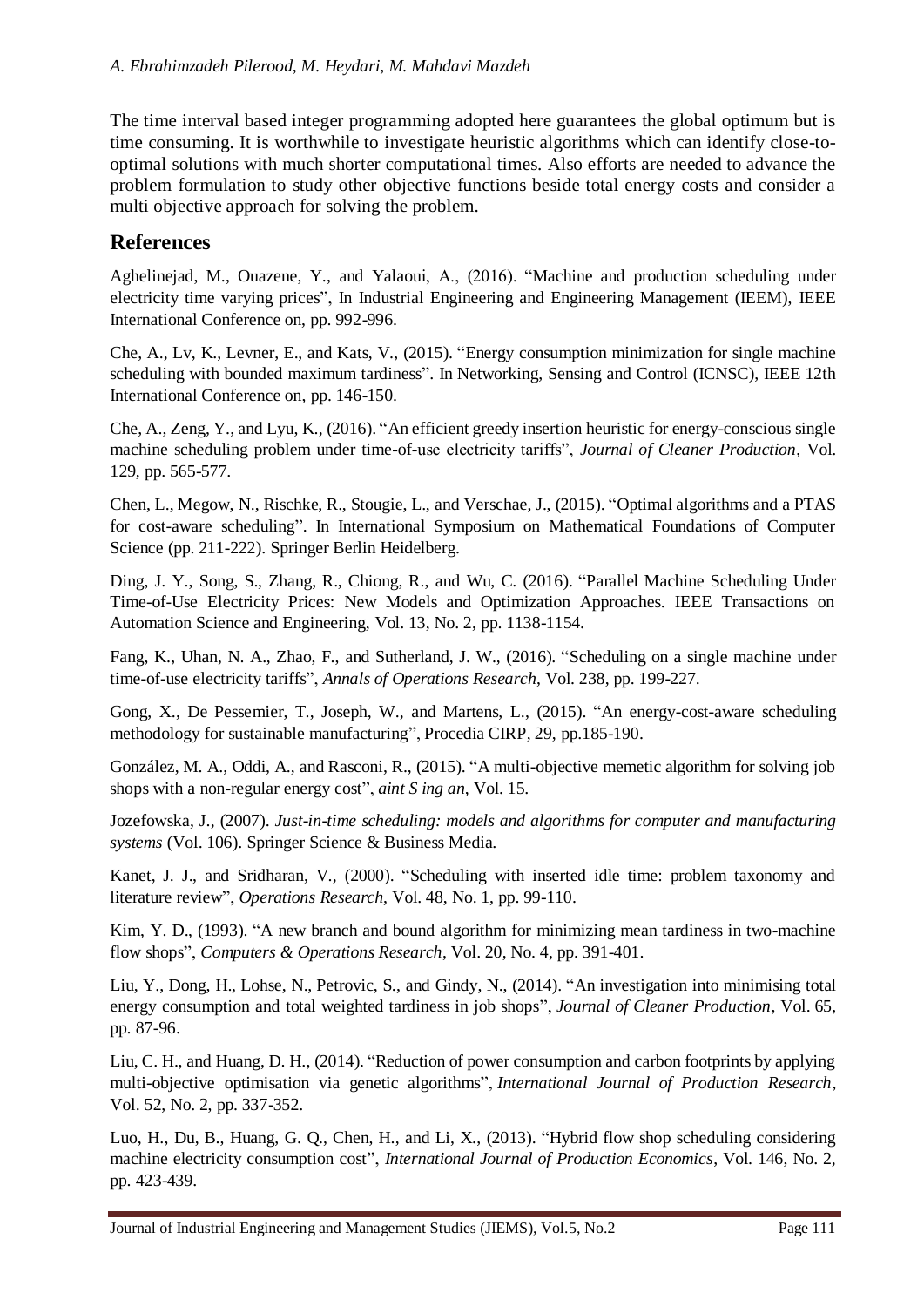The time interval based integer programming adopted here guarantees the global optimum but is time consuming. It is worthwhile to investigate heuristic algorithms which can identify close-to-optimal solutions with much shorter computational times. Also efforts are needed to advance the problem formulation to study other objective functions beside total energy costs and consider a multi objective approach for solving the problem.

## References

Aghelinejad, M., Ouazene, Y., and Yalaoui, A., (2016). "Machine and production scheduling under electricity time varying prices", In Industrial Engineering and Engineering Management (IEEM), IEEE International Conference on, pp. 992-996.

Che, A., Lv, K., Levner, E., and Kats, V., (2015). "Energy consumption minimization for single machine scheduling with bounded maximum tardiness". In Networking, Sensing and Control (ICNSC), IEEE 12th International Conference on, pp. 146-150.

Che, A., Zeng, Y., and Lyu, K., (2016). "An efficient greedy insertion heuristic for energy-conscious single machine scheduling problem under time-of-use electricity tariffs", *Journal of Cleaner Production*, Vol. 129, pp. 565-577.

Chen, L., Megow, N., Rischke, R., Stougie, L., and Verschae, J., (2015). "Optimal algorithms and a PTAS for cost-aware scheduling". In International Symposium on Mathematical Foundations of Computer Science (pp. 211-222). Springer Berlin Heidelberg.

Ding, J. Y., Song, S., Zhang, R., Chiong, R., and Wu, C. (2016). "Parallel Machine Scheduling Under Time-of-Use Electricity Prices: New Models and Optimization Approaches. IEEE Transactions on Automation Science and Engineering, Vol. 13, No. 2, pp. 1138-1154.

Fang, K., Uhan, N. A., Zhao, F., and Sutherland, J. W., (2016). "Scheduling on a single machine under time-of-use electricity tariffs", *Annals of Operations Research*, Vol. 238, pp. 199-227.

Gong, X., De Pessemier, T., Joseph, W., and Martens, L., (2015). "An energy-cost-aware scheduling methodology for sustainable manufacturing", Procedia CIRP, 29, pp.185-190.

González, M. A., Oddi, A., and Rasconi, R., (2015). "A multi-objective memetic algorithm for solving job shops with a non-regular energy cost", *aint S ing an*, Vol. 15.

Jozefowska, J., (2007). *Just-in-time scheduling: models and algorithms for computer and manufacturing systems* (Vol. 106). Springer Science & Business Media.

Kanet, J. J., and Sridharan, V., (2000). "Scheduling with inserted idle time: problem taxonomy and literature review", *Operations Research*, Vol. 48, No. 1, pp. 99-110.

Kim, Y. D., (1993). "A new branch and bound algorithm for minimizing mean tardiness in two-machine flow shops", *Computers & Operations Research*, Vol. 20, No. 4, pp. 391-401.

Liu, Y., Dong, H., Lohse, N., Petrovic, S., and Gindy, N., (2014). "An investigation into minimising total energy consumption and total weighted tardiness in job shops", *Journal of Cleaner Production*, Vol. 65, pp. 87-96.

Liu, C. H., and Huang, D. H., (2014). "Reduction of power consumption and carbon footprints by applying multi-objective optimisation via genetic algorithms", *International Journal of Production Research*, Vol. 52, No. 2, pp. 337-352.

Luo, H., Du, B., Huang, G. Q., Chen, H., and Li, X., (2013). "Hybrid flow shop scheduling considering machine electricity consumption cost", *International Journal of Production Economics*, Vol. 146, No. 2, pp. 423-439.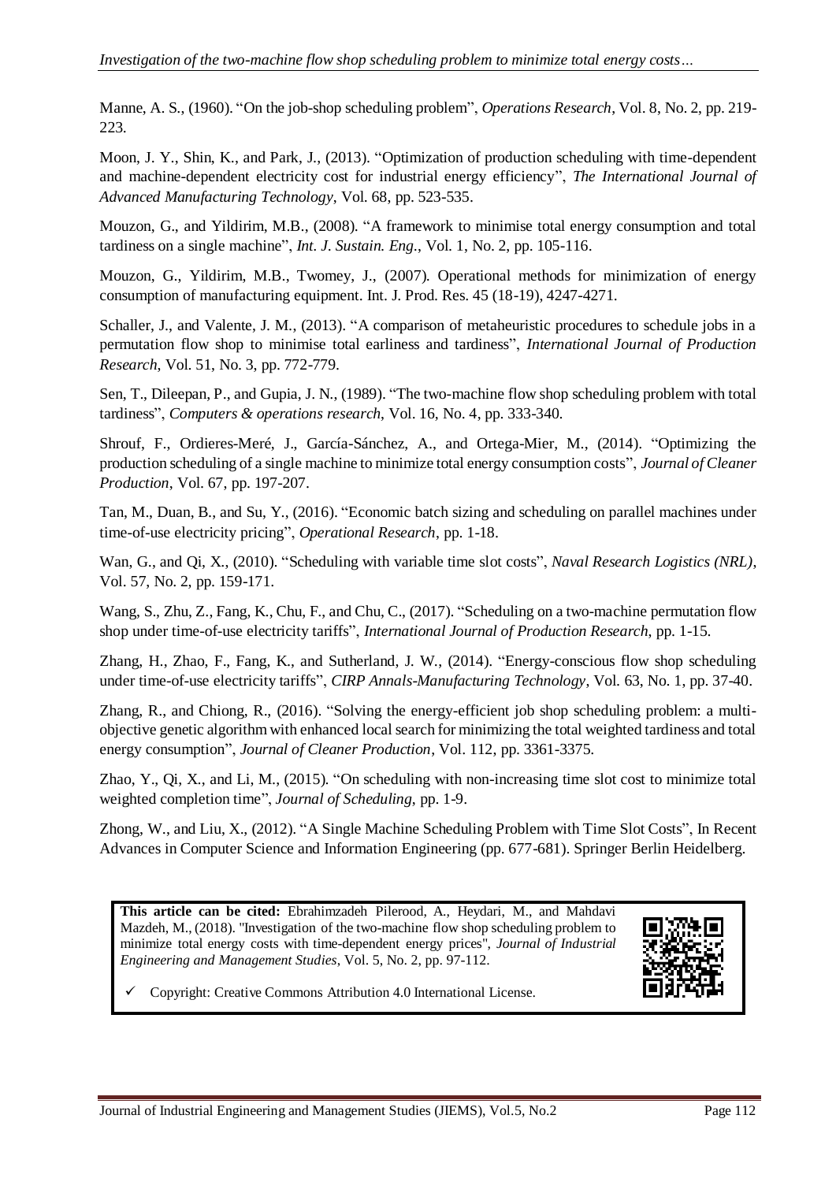Manne, A. S., (1960). "On the job-shop scheduling problem", *Operations Research*, Vol. 8, No. 2, pp. 219-223.

Moon, J. Y., Shin, K., and Park, J., (2013). "Optimization of production scheduling with time-dependent and machine-dependent electricity cost for industrial energy efficiency", *The International Journal of Advanced Manufacturing Technology*, Vol. 68, pp. 523-535.

Mouzon, G., and Yildirim, M.B., (2008). "A framework to minimise total energy consumption and total tardiness on a single machine", *Int. J. Sustain. Eng.*, Vol. 1, No. 2, pp. 105-116.

Mouzon, G., Yildirim, M.B., Twomey, J., (2007). Operational methods for minimization of energy consumption of manufacturing equipment. Int. J. Prod. Res. 45 (18-19), 4247-4271.

Schaller, J., and Valente, J. M., (2013). "A comparison of metaheuristic procedures to schedule jobs in a permutation flow shop to minimise total earliness and tardiness", *International Journal of Production Research*, Vol. 51, No. 3, pp. 772-779.

Sen, T., Dileepan, P., and Gupia, J. N., (1989). "The two-machine flow shop scheduling problem with total tardiness", *Computers & operations research*, Vol. 16, No. 4, pp. 333-340.

Shrouf, F., Ordieres-Meré, J., García-Sánchez, A., and Ortega-Mier, M., (2014). "Optimizing the production scheduling of a single machine to minimize total energy consumption costs", *Journal of Cleaner Production*, Vol. 67, pp. 197-207.

Tan, M., Duan, B., and Su, Y., (2016). "Economic batch sizing and scheduling on parallel machines under time-of-use electricity pricing", *Operational Research*, pp. 1-18.

Wan, G., and Qi, X., (2010). "Scheduling with variable time slot costs", *Naval Research Logistics (NRL)*, Vol. 57, No. 2, pp. 159-171.

Wang, S., Zhu, Z., Fang, K., Chu, F., and Chu, C., (2017). "Scheduling on a two-machine permutation flow shop under time-of-use electricity tariffs", *International Journal of Production Research*, pp. 1-15.

Zhang, H., Zhao, F., Fang, K., and Sutherland, J. W., (2014). "Energy-conscious flow shop scheduling under time-of-use electricity tariffs", *CIRP Annals-Manufacturing Technology*, Vol. 63, No. 1, pp. 37-40.

Zhang, R., and Chiong, R., (2016). "Solving the energy-efficient job shop scheduling problem: a multi-objective genetic algorithm with enhanced local search for minimizing the total weighted tardiness and total energy consumption", *Journal of Cleaner Production*, Vol. 112, pp. 3361-3375.

Zhao, Y., Qi, X., and Li, M., (2015). "On scheduling with non-increasing time slot cost to minimize total weighted completion time", *Journal of Scheduling*, pp. 1-9.

Zhong, W., and Liu, X., (2012). "A Single Machine Scheduling Problem with Time Slot Costs", In Recent Advances in Computer Science and Information Engineering (pp. 677-681). Springer Berlin Heidelberg.

**This article can be cited:** Ebrahimzadeh Pilerood, A., Heydari, M., and Mahdavi Mazdeh, M., (2018). "Investigation of the two-machine flow shop scheduling problem to minimize total energy costs with time-dependent energy prices", *Journal of Industrial Engineering and Management Studies*, Vol. 5, No. 2, pp. 97-112.

✓ Copyright: Creative Commons Attribution 4.0 International License.